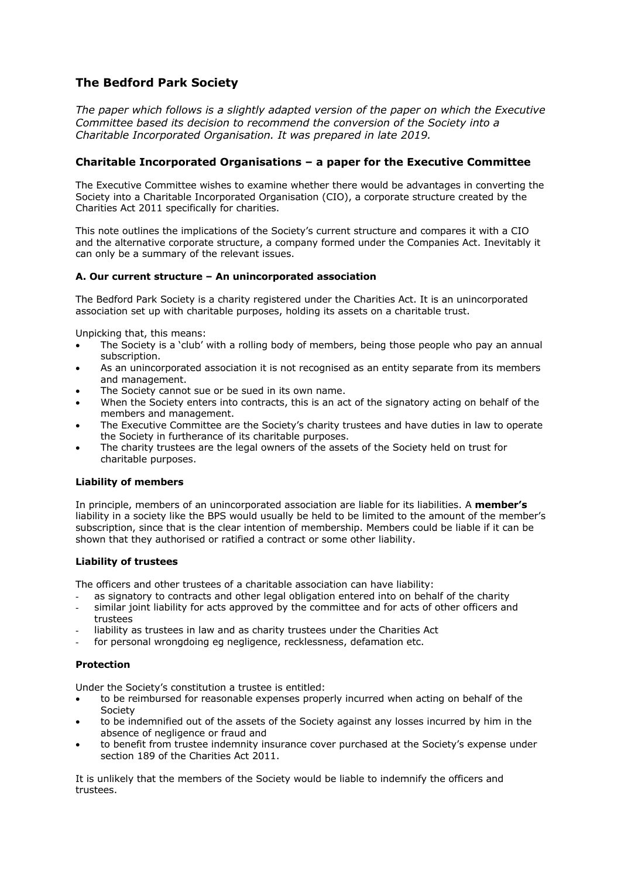# The Bedford Park Society

*The paper which follows is a slightly adapted version of the paper on which the Executive Committee based its decision to recommend the conversion of the Society into a Charitable Incorporated Organisation. It was prepared in late 2019.*

## Charitable Incorporated Organisations – a paper for the Executive Committee

The Executive Committee wishes to examine whether there would be advantages in converting the Society into a Charitable Incorporated Organisation (CIO), a corporate structure created by the Charities Act 2011 specifically for charities.

This note outlines the implications of the Society's current structure and compares it with a CIO and the alternative corporate structure, a company formed under the Companies Act. Inevitably it can only be a summary of the relevant issues.

### A. Our current structure – An unincorporated association

The Bedford Park Society is a charity registered under the Charities Act. It is an unincorporated association set up with charitable purposes, holding its assets on a charitable trust.

Unpicking that, this means:

- The Society is a 'club' with a rolling body of members, being those people who pay an annual subscription.
- As an unincorporated association it is not recognised as an entity separate from its members and management.
- The Society cannot sue or be sued in its own name.
- When the Society enters into contracts, this is an act of the signatory acting on behalf of the members and management.
- The Executive Committee are the Society's charity trustees and have duties in law to operate the Society in furtherance of its charitable purposes.
- The charity trustees are the legal owners of the assets of the Society held on trust for charitable purposes.

#### Liability of members

In principle, members of an unincorporated association are liable for its liabilities. A **member's** liability in a society like the BPS would usually be held to be limited to the amount of the member's subscription, since that is the clear intention of membership. Members could be liable if it can be shown that they authorised or ratified a contract or some other liability.

#### Liability of trustees

The officers and other trustees of a charitable association can have liability:

- as signatory to contracts and other legal obligation entered into on behalf of the charity
- similar joint liability for acts approved by the committee and for acts of other officers and trustees
- liability as trustees in law and as charity trustees under the Charities Act
- for personal wrongdoing eg negligence, recklessness, defamation etc.

#### Protection

Under the Society's constitution a trustee is entitled:

- to be reimbursed for reasonable expenses properly incurred when acting on behalf of the Society
- to be indemnified out of the assets of the Society against any losses incurred by him in the absence of negligence or fraud and
- to benefit from trustee indemnity insurance cover purchased at the Society's expense under section 189 of the Charities Act 2011.

It is unlikely that the members of the Society would be liable to indemnify the officers and trustees.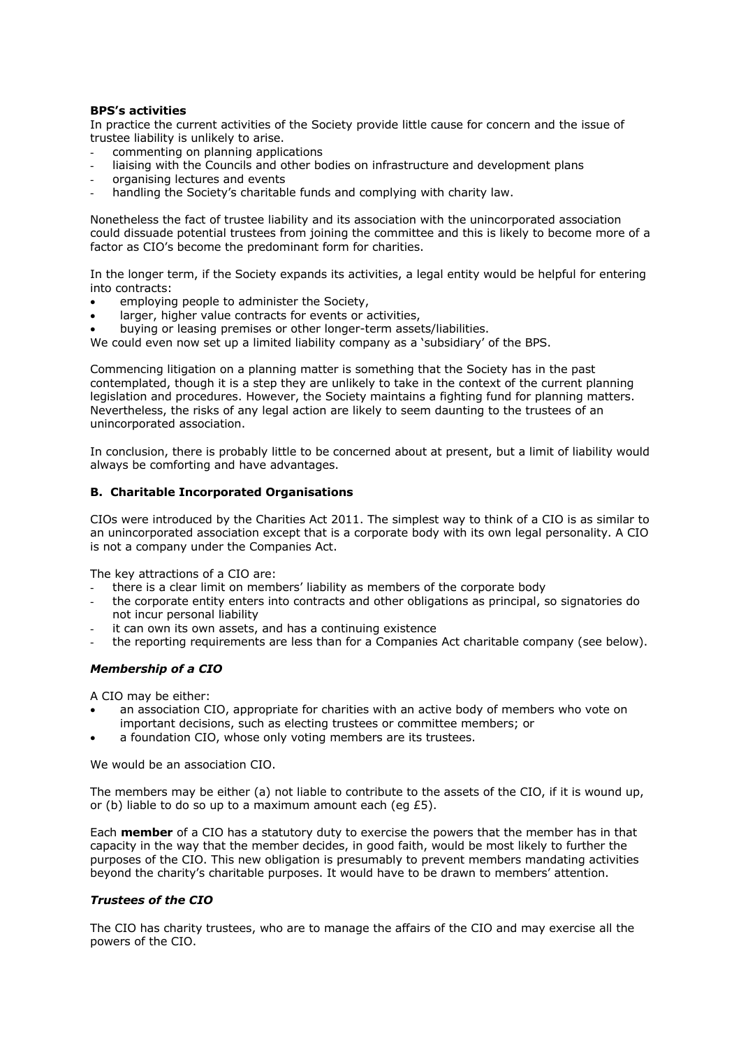**BPS's activities**

In practice the current activities of the Society provide little cause for concern and the issue of trustee liability is unlikely to arise.

- commenting on planning applications
- liaising with the Councils and other bodies on infrastructure and development plans
- organising lectures and events
- handling the Society's charitable funds and complying with charity law.

Nonetheless the fact of trustee liability and its association with the unincorporated association could dissuade potential trustees from joining the committee and this is likely to become more of a factor as CIO's become the predominant form for charities.

In the longer term, if the Society expands its activities, a legal entity would be helpful for entering into contracts:

- employing people to administer the Society,
- larger, higher value contracts for events or activities,
- buying or leasing premises or other longer-term assets/liabilities.

We could even now set up a limited liability company as a 'subsidiary' of the BPS.

Commencing litigation on a planning matter is something that the Society has in the past contemplated, though it is a step they are unlikely to take in the context of the current planning legislation and procedures. However, the Society maintains a fighting fund for planning matters. Nevertheless, the risks of any legal action are likely to seem daunting to the trustees of an unincorporated association.

In conclusion, there is probably little to be concerned about at present, but a limit of liability would always be comforting and have advantages.

**B. Charitable Incorporated Organisations**

CIOs were introduced by the Charities Act 2011. The simplest way to think of a CIO is as similar to an unincorporated association except that is a corporate body with its own legal personality. A CIO is not a company under the Companies Act.

The key attractions of a CIO are:

- there is a clear limit on members' liability as members of the corporate body
- the corporate entity enters into contracts and other obligations as principal, so signatories do not incur personal liability
- it can own its own assets, and has a continuing existence
- the reporting requirements are less than for a Companies Act charitable company (see below).

***Membership of a CIO***

A CIO may be either:

- an association CIO, appropriate for charities with an active body of members who vote on important decisions, such as electing trustees or committee members; or
- a foundation CIO, whose only voting members are its trustees.

We would be an association CIO.

The members may be either (a) not liable to contribute to the assets of the CIO, if it is wound up, or (b) liable to do so up to a maximum amount each (eg £5).

Each **member** of a CIO has a statutory duty to exercise the powers that the member has in that capacity in the way that the member decides, in good faith, would be most likely to further the purposes of the CIO. This new obligation is presumably to prevent members mandating activities beyond the charity's charitable purposes. It would have to be drawn to members' attention.

***Trustees of the CIO***

The CIO has charity trustees, who are to manage the affairs of the CIO and may exercise all the powers of the CIO.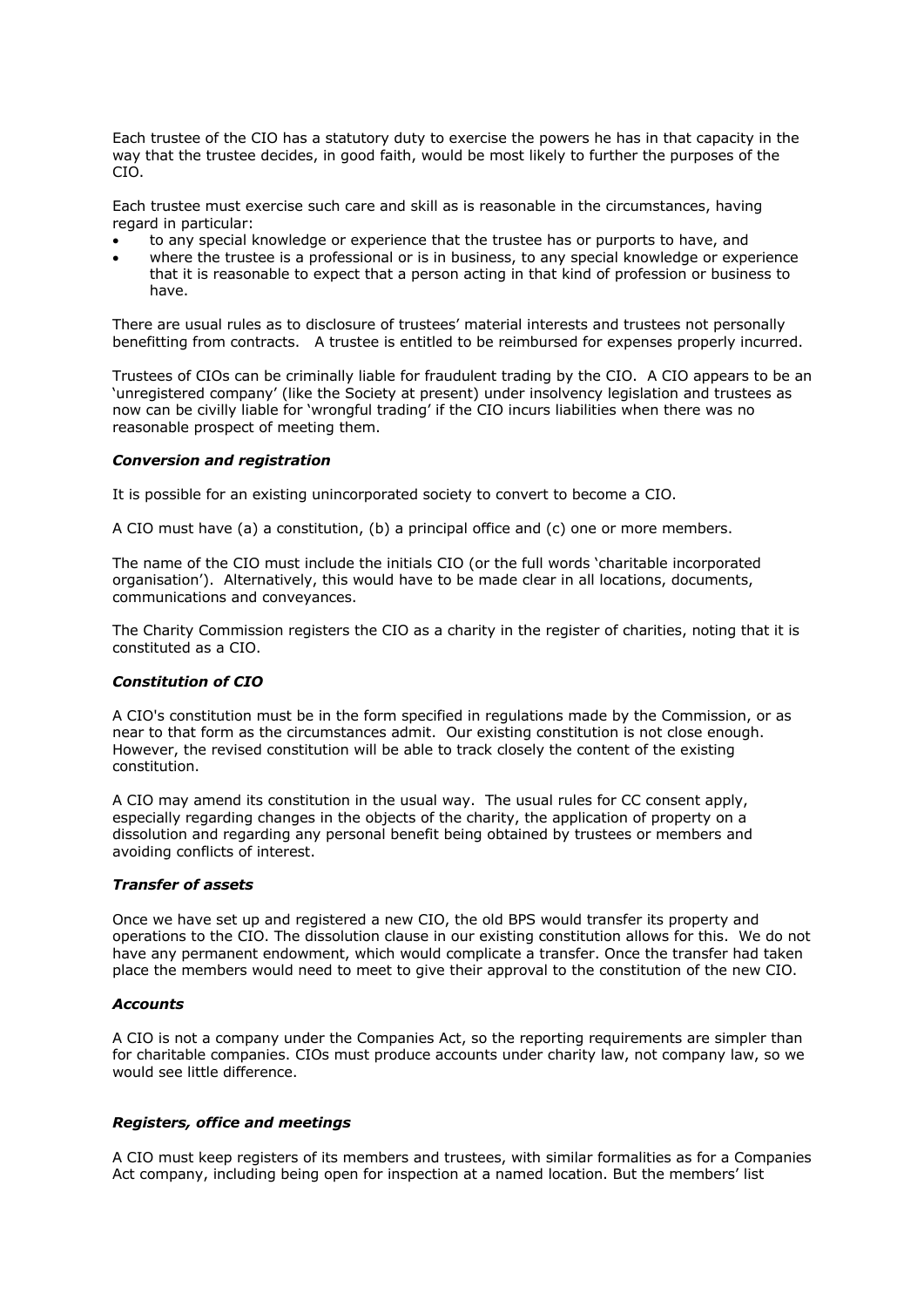Each trustee of the CIO has a statutory duty to exercise the powers he has in that capacity in the way that the trustee decides, in good faith, would be most likely to further the purposes of the CIO.

Each trustee must exercise such care and skill as is reasonable in the circumstances, having regard in particular:

- to any special knowledge or experience that the trustee has or purports to have, and
- where the trustee is a professional or is in business, to any special knowledge or experience that it is reasonable to expect that a person acting in that kind of profession or business to have.

There are usual rules as to disclosure of trustees' material interests and trustees not personally benefitting from contracts. A trustee is entitled to be reimbursed for expenses properly incurred.

Trustees of CIOs can be criminally liable for fraudulent trading by the CIO. A CIO appears to be an 'unregistered company' (like the Society at present) under insolvency legislation and trustees as now can be civilly liable for 'wrongful trading' if the CIO incurs liabilities when there was no reasonable prospect of meeting them.

***Conversion and registration***

It is possible for an existing unincorporated society to convert to become a CIO.

A CIO must have (a) a constitution, (b) a principal office and (c) one or more members.

The name of the CIO must include the initials CIO (or the full words 'charitable incorporated organisation'). Alternatively, this would have to be made clear in all locations, documents, communications and conveyances.

The Charity Commission registers the CIO as a charity in the register of charities, noting that it is constituted as a CIO.

***Constitution of CIO***

A CIO's constitution must be in the form specified in regulations made by the Commission, or as near to that form as the circumstances admit. Our existing constitution is not close enough. However, the revised constitution will be able to track closely the content of the existing constitution.

A CIO may amend its constitution in the usual way. The usual rules for CC consent apply, especially regarding changes in the objects of the charity, the application of property on a dissolution and regarding any personal benefit being obtained by trustees or members and avoiding conflicts of interest.

***Transfer of assets***

Once we have set up and registered a new CIO, the old BPS would transfer its property and operations to the CIO. The dissolution clause in our existing constitution allows for this. We do not have any permanent endowment, which would complicate a transfer. Once the transfer had taken place the members would need to meet to give their approval to the constitution of the new CIO.

***Accounts***

A CIO is not a company under the Companies Act, so the reporting requirements are simpler than for charitable companies. CIOs must produce accounts under charity law, not company law, so we would see little difference.

***Registers, office and meetings***

A CIO must keep registers of its members and trustees, with similar formalities as for a Companies Act company, including being open for inspection at a named location. But the members' list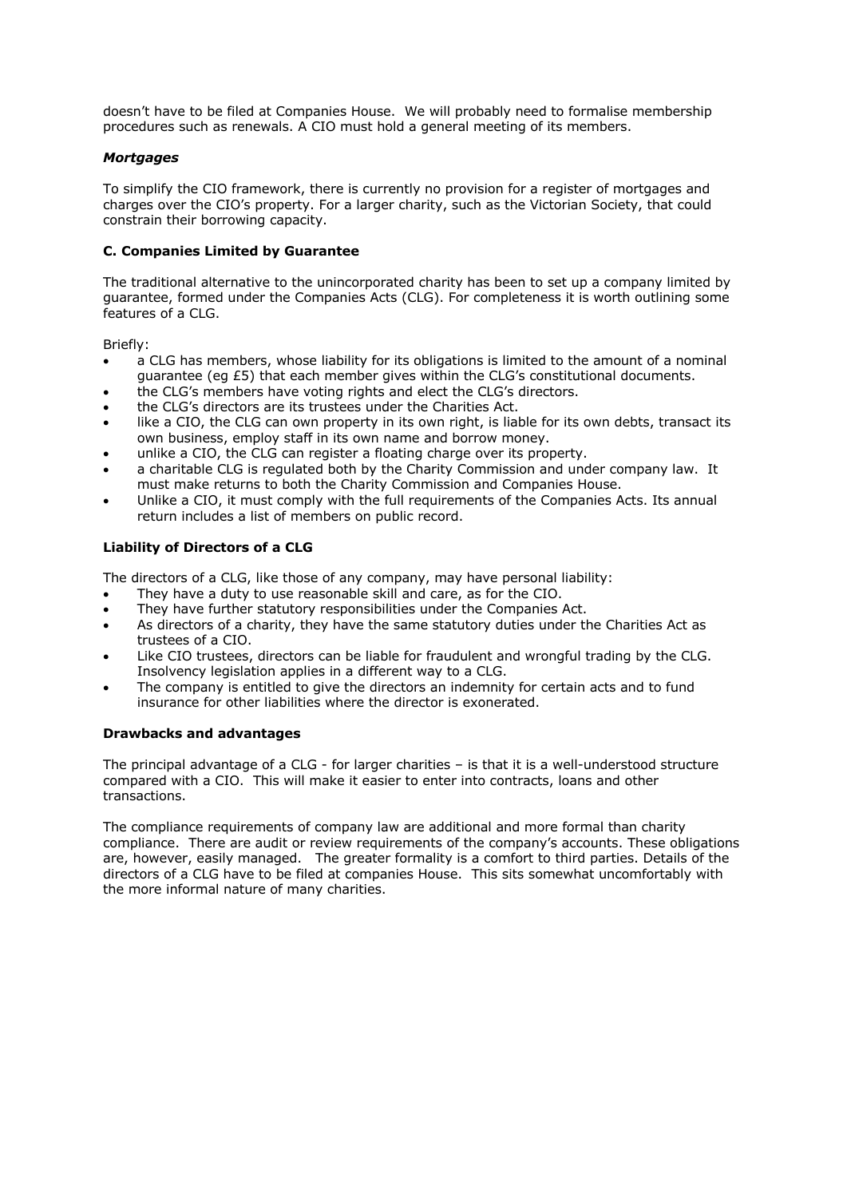doesn't have to be filed at Companies House. We will probably need to formalise membership procedures such as renewals. A CIO must hold a general meeting of its members.

### *Mortgages*

To simplify the CIO framework, there is currently no provision for a register of mortgages and charges over the CIO's property. For a larger charity, such as the Victorian Society, that could constrain their borrowing capacity.

### C. Companies Limited by Guarantee

The traditional alternative to the unincorporated charity has been to set up a company limited by guarantee, formed under the Companies Acts (CLG). For completeness it is worth outlining some features of a CLG.

Briefly:

- a CLG has members, whose liability for its obligations is limited to the amount of a nominal guarantee (eg £5) that each member gives within the CLG's constitutional documents.
- the CLG's members have voting rights and elect the CLG's directors.
- the CLG's directors are its trustees under the Charities Act.
- like a CIO, the CLG can own property in its own right, is liable for its own debts, transact its own business, employ staff in its own name and borrow money.
- unlike a CIO, the CLG can register a floating charge over its property.
- a charitable CLG is regulated both by the Charity Commission and under company law. It must make returns to both the Charity Commission and Companies House.
- Unlike a CIO, it must comply with the full requirements of the Companies Acts. Its annual return includes a list of members on public record.

### Liability of Directors of a CLG

The directors of a CLG, like those of any company, may have personal liability:

- They have a duty to use reasonable skill and care, as for the CIO.
- They have further statutory responsibilities under the Companies Act.
- As directors of a charity, they have the same statutory duties under the Charities Act as trustees of a CIO.
- Like CIO trustees, directors can be liable for fraudulent and wrongful trading by the CLG. Insolvency legislation applies in a different way to a CLG.
- The company is entitled to give the directors an indemnity for certain acts and to fund insurance for other liabilities where the director is exonerated.

### Drawbacks and advantages

The principal advantage of a CLG - for larger charities – is that it is a well-understood structure compared with a CIO. This will make it easier to enter into contracts, loans and other transactions.

The compliance requirements of company law are additional and more formal than charity compliance. There are audit or review requirements of the company's accounts. These obligations are, however, easily managed. The greater formality is a comfort to third parties. Details of the directors of a CLG have to be filed at companies House. This sits somewhat uncomfortably with the more informal nature of many charities.